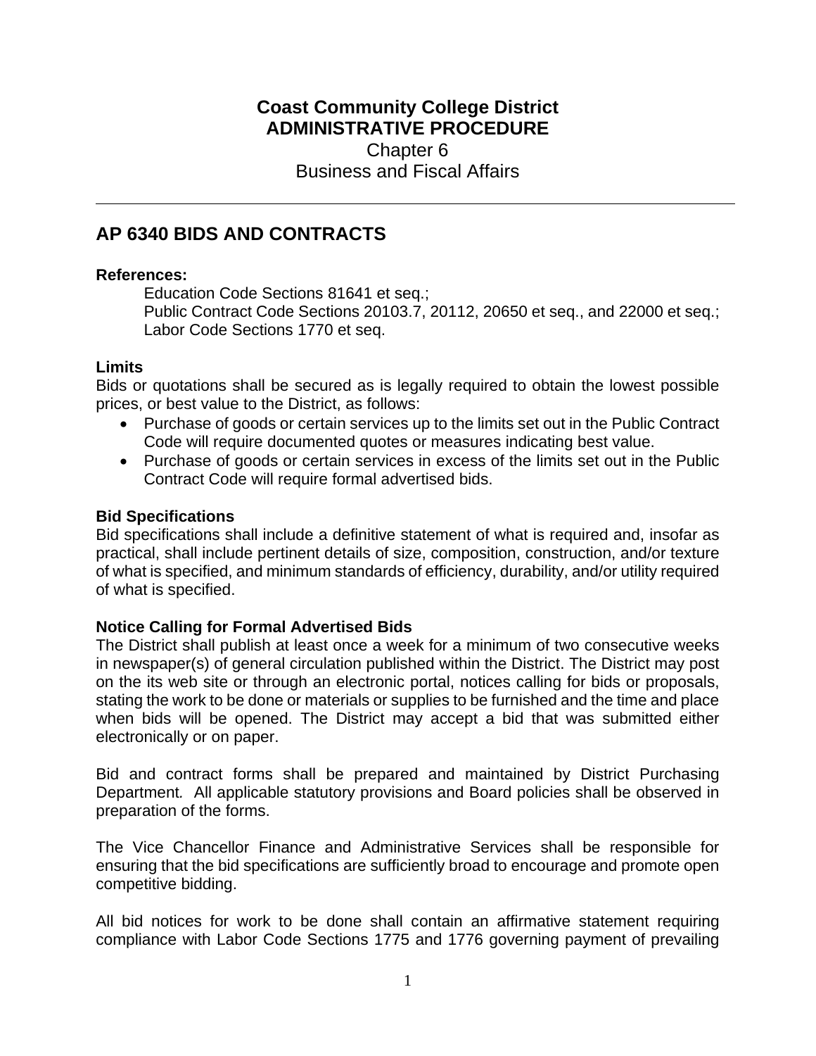**Coast Community College District**
**ADMINISTRATIVE PROCEDURE**
Chapter 6
Business and Fiscal Affairs

---

# AP 6340 BIDS AND CONTRACTS

**References:**

Education Code Sections 81641 et seq.;
Public Contract Code Sections 20103.7, 20112, 20650 et seq., and 22000 et seq.;
Labor Code Sections 1770 et seq.

**Limits**

Bids or quotations shall be secured as is legally required to obtain the lowest possible prices, or best value to the District, as follows:

- Purchase of goods or certain services up to the limits set out in the Public Contract Code will require documented quotes or measures indicating best value.
- Purchase of goods or certain services in excess of the limits set out in the Public Contract Code will require formal advertised bids.

**Bid Specifications**

Bid specifications shall include a definitive statement of what is required and, insofar as practical, shall include pertinent details of size, composition, construction, and/or texture of what is specified, and minimum standards of efficiency, durability, and/or utility required of what is specified.

**Notice Calling for Formal Advertised Bids**

The District shall publish at least once a week for a minimum of two consecutive weeks in newspaper(s) of general circulation published within the District. The District may post on the its web site or through an electronic portal, notices calling for bids or proposals, stating the work to be done or materials or supplies to be furnished and the time and place when bids will be opened. The District may accept a bid that was submitted either electronically or on paper.

Bid and contract forms shall be prepared and maintained by District Purchasing Department. All applicable statutory provisions and Board policies shall be observed in preparation of the forms.

The Vice Chancellor Finance and Administrative Services shall be responsible for ensuring that the bid specifications are sufficiently broad to encourage and promote open competitive bidding.

All bid notices for work to be done shall contain an affirmative statement requiring compliance with Labor Code Sections 1775 and 1776 governing payment of prevailing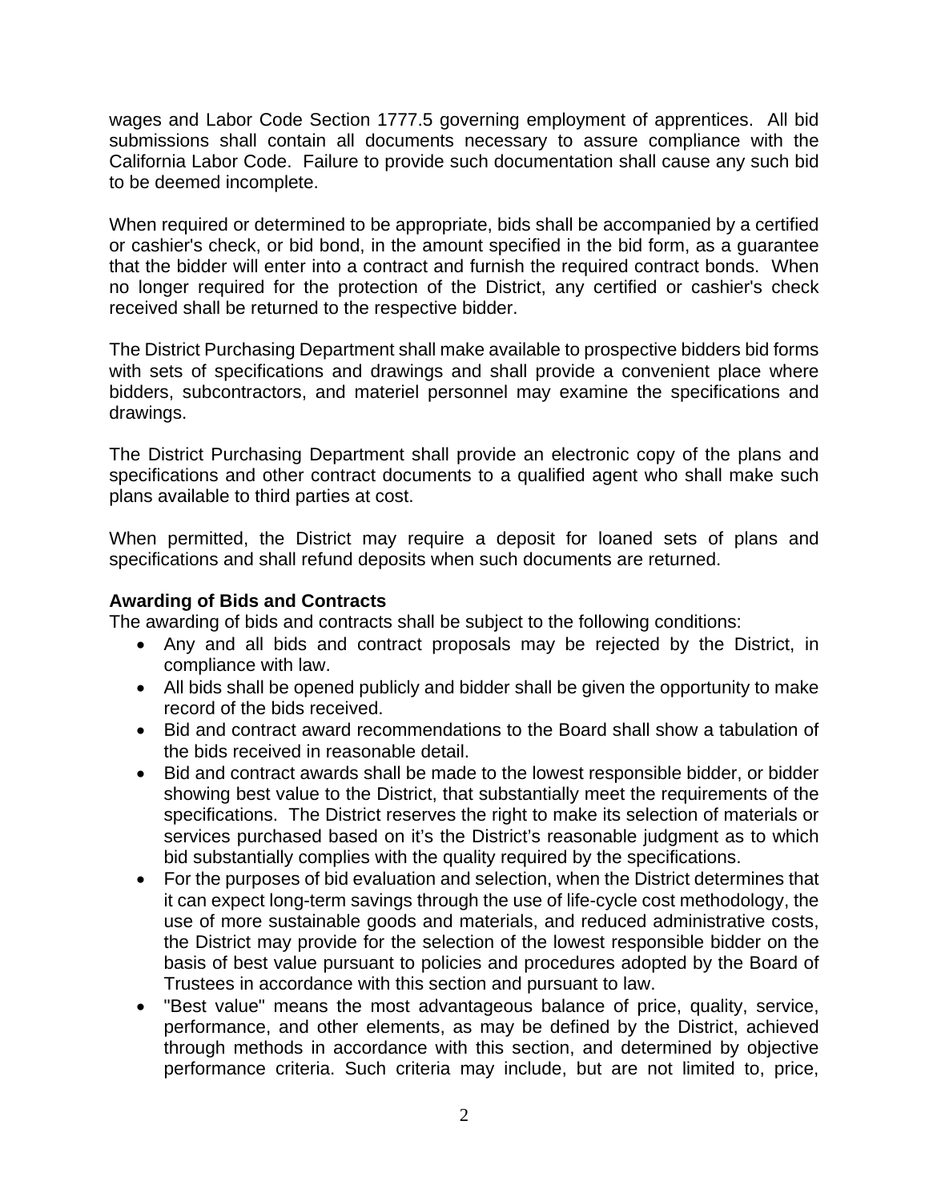wages and Labor Code Section 1777.5 governing employment of apprentices. All bid submissions shall contain all documents necessary to assure compliance with the California Labor Code. Failure to provide such documentation shall cause any such bid to be deemed incomplete.

When required or determined to be appropriate, bids shall be accompanied by a certified or cashier's check, or bid bond, in the amount specified in the bid form, as a guarantee that the bidder will enter into a contract and furnish the required contract bonds. When no longer required for the protection of the District, any certified or cashier's check received shall be returned to the respective bidder.

The District Purchasing Department shall make available to prospective bidders bid forms with sets of specifications and drawings and shall provide a convenient place where bidders, subcontractors, and materiel personnel may examine the specifications and drawings.

The District Purchasing Department shall provide an electronic copy of the plans and specifications and other contract documents to a qualified agent who shall make such plans available to third parties at cost.

When permitted, the District may require a deposit for loaned sets of plans and specifications and shall refund deposits when such documents are returned.

**Awarding of Bids and Contracts**

The awarding of bids and contracts shall be subject to the following conditions:

- Any and all bids and contract proposals may be rejected by the District, in compliance with law.
- All bids shall be opened publicly and bidder shall be given the opportunity to make record of the bids received.
- Bid and contract award recommendations to the Board shall show a tabulation of the bids received in reasonable detail.
- Bid and contract awards shall be made to the lowest responsible bidder, or bidder showing best value to the District, that substantially meet the requirements of the specifications. The District reserves the right to make its selection of materials or services purchased based on it's the District's reasonable judgment as to which bid substantially complies with the quality required by the specifications.
- For the purposes of bid evaluation and selection, when the District determines that it can expect long-term savings through the use of life-cycle cost methodology, the use of more sustainable goods and materials, and reduced administrative costs, the District may provide for the selection of the lowest responsible bidder on the basis of best value pursuant to policies and procedures adopted by the Board of Trustees in accordance with this section and pursuant to law.
- "Best value" means the most advantageous balance of price, quality, service, performance, and other elements, as may be defined by the District, achieved through methods in accordance with this section, and determined by objective performance criteria. Such criteria may include, but are not limited to, price,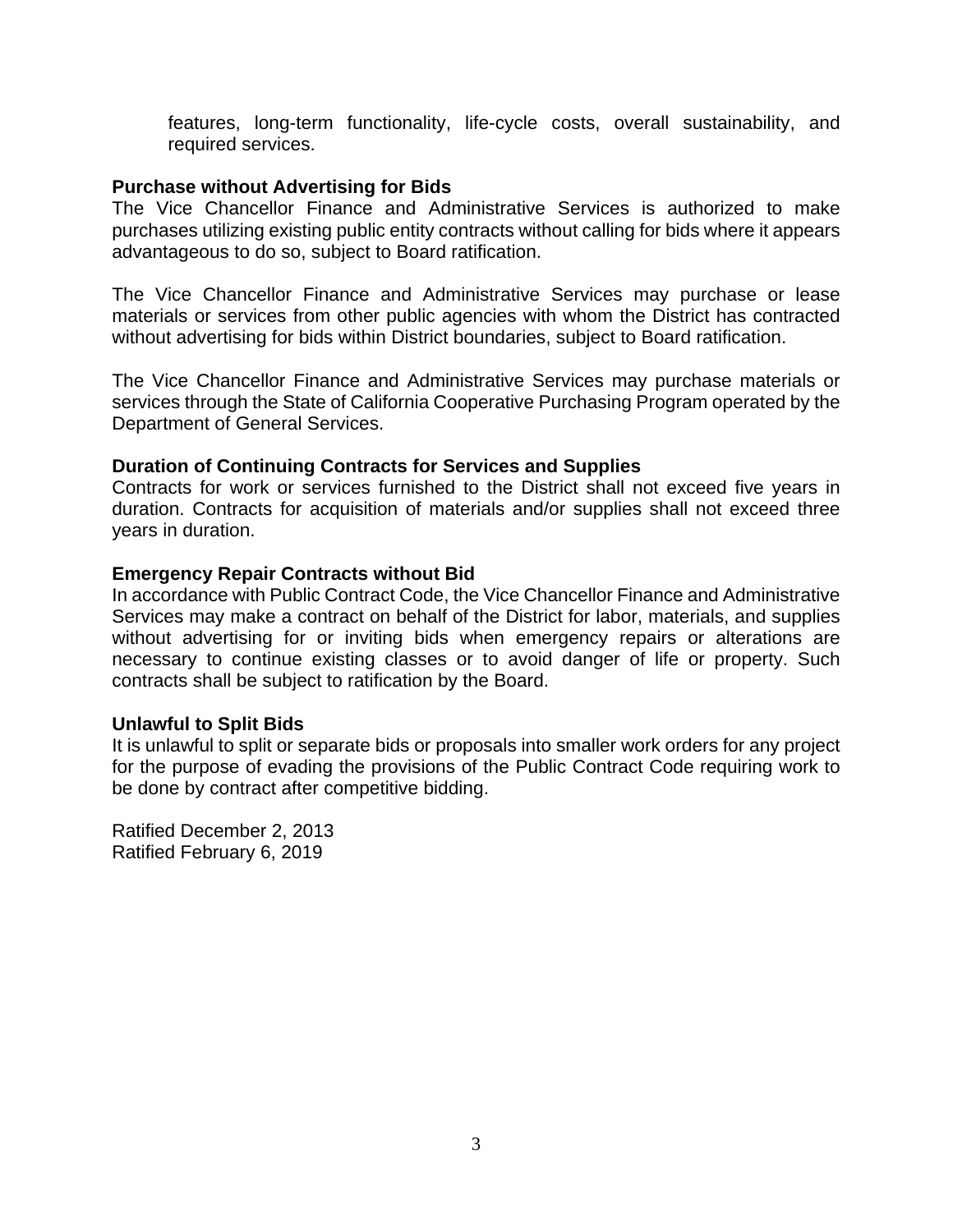features, long-term functionality, life-cycle costs, overall sustainability, and required services.

**Purchase without Advertising for Bids**

The Vice Chancellor Finance and Administrative Services is authorized to make purchases utilizing existing public entity contracts without calling for bids where it appears advantageous to do so, subject to Board ratification.

The Vice Chancellor Finance and Administrative Services may purchase or lease materials or services from other public agencies with whom the District has contracted without advertising for bids within District boundaries, subject to Board ratification.

The Vice Chancellor Finance and Administrative Services may purchase materials or services through the State of California Cooperative Purchasing Program operated by the Department of General Services.

**Duration of Continuing Contracts for Services and Supplies**

Contracts for work or services furnished to the District shall not exceed five years in duration. Contracts for acquisition of materials and/or supplies shall not exceed three years in duration.

**Emergency Repair Contracts without Bid**

In accordance with Public Contract Code, the Vice Chancellor Finance and Administrative Services may make a contract on behalf of the District for labor, materials, and supplies without advertising for or inviting bids when emergency repairs or alterations are necessary to continue existing classes or to avoid danger of life or property. Such contracts shall be subject to ratification by the Board.

**Unlawful to Split Bids**

It is unlawful to split or separate bids or proposals into smaller work orders for any project for the purpose of evading the provisions of the Public Contract Code requiring work to be done by contract after competitive bidding.

Ratified December 2, 2013
Ratified February 6, 2019